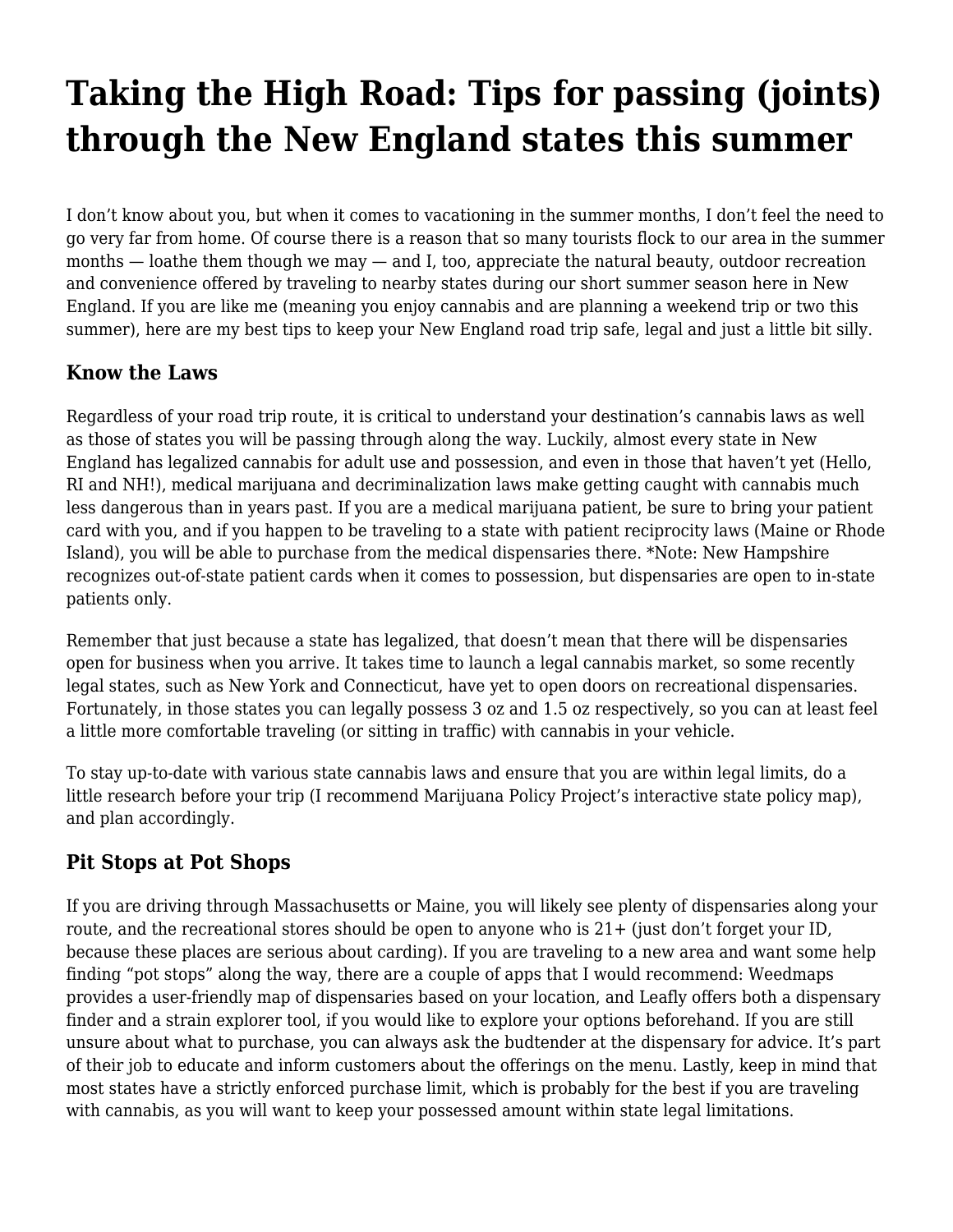# Taking the High Road: Tips for passing (joints) through the New England states this summer

I don't know about you, but when it comes to vacationing in the summer months, I don't feel the need to go very far from home. Of course there is a reason that so many tourists flock to our area in the summer months — loathe them though we may — and I, too, appreciate the natural beauty, outdoor recreation and convenience offered by traveling to nearby states during our short summer season here in New England. If you are like me (meaning you enjoy cannabis and are planning a weekend trip or two this summer), here are my best tips to keep your New England road trip safe, legal and just a little bit silly.

### Know the Laws

Regardless of your road trip route, it is critical to understand your destination's cannabis laws as well as those of states you will be passing through along the way. Luckily, almost every state in New England has legalized cannabis for adult use and possession, and even in those that haven't yet (Hello, RI and NH!), medical marijuana and decriminalization laws make getting caught with cannabis much less dangerous than in years past. If you are a medical marijuana patient, be sure to bring your patient card with you, and if you happen to be traveling to a state with patient reciprocity laws (Maine or Rhode Island), you will be able to purchase from the medical dispensaries there. *Note: New Hampshire recognizes out-of-state patient cards when it comes to possession, but dispensaries are open to in-state patients only.

Remember that just because a state has legalized, that doesn't mean that there will be dispensaries open for business when you arrive. It takes time to launch a legal cannabis market, so some recently legal states, such as New York and Connecticut, have yet to open doors on recreational dispensaries. Fortunately, in those states you can legally possess 3 oz and 1.5 oz respectively, so you can at least feel a little more comfortable traveling (or sitting in traffic) with cannabis in your vehicle.

To stay up-to-date with various state cannabis laws and ensure that you are within legal limits, do a little research before your trip (I recommend Marijuana Policy Project's interactive state policy map), and plan accordingly.

### Pit Stops at Pot Shops

If you are driving through Massachusetts or Maine, you will likely see plenty of dispensaries along your route, and the recreational stores should be open to anyone who is 21+ (just don't forget your ID, because these places are serious about carding). If you are traveling to a new area and want some help finding "pot stops" along the way, there are a couple of apps that I would recommend: Weedmaps provides a user-friendly map of dispensaries based on your location, and Leafly offers both a dispensary finder and a strain explorer tool, if you would like to explore your options beforehand. If you are still unsure about what to purchase, you can always ask the budtender at the dispensary for advice. It's part of their job to educate and inform customers about the offerings on the menu. Lastly, keep in mind that most states have a strictly enforced purchase limit, which is probably for the best if you are traveling with cannabis, as you will want to keep your possessed amount within state legal limitations.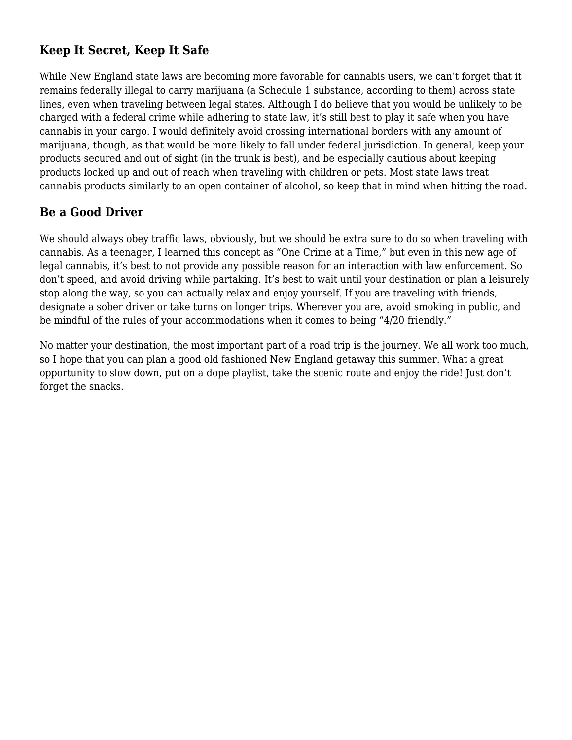## Keep It Secret, Keep It Safe

While New England state laws are becoming more favorable for cannabis users, we can't forget that it remains federally illegal to carry marijuana (a Schedule 1 substance, according to them) across state lines, even when traveling between legal states. Although I do believe that you would be unlikely to be charged with a federal crime while adhering to state law, it's still best to play it safe when you have cannabis in your cargo. I would definitely avoid crossing international borders with any amount of marijuana, though, as that would be more likely to fall under federal jurisdiction. In general, keep your products secured and out of sight (in the trunk is best), and be especially cautious about keeping products locked up and out of reach when traveling with children or pets. Most state laws treat cannabis products similarly to an open container of alcohol, so keep that in mind when hitting the road.

## Be a Good Driver

We should always obey traffic laws, obviously, but we should be extra sure to do so when traveling with cannabis. As a teenager, I learned this concept as "One Crime at a Time," but even in this new age of legal cannabis, it's best to not provide any possible reason for an interaction with law enforcement. So don't speed, and avoid driving while partaking. It's best to wait until your destination or plan a leisurely stop along the way, so you can actually relax and enjoy yourself. If you are traveling with friends, designate a sober driver or take turns on longer trips. Wherever you are, avoid smoking in public, and be mindful of the rules of your accommodations when it comes to being "4/20 friendly."

No matter your destination, the most important part of a road trip is the journey. We all work too much, so I hope that you can plan a good old fashioned New England getaway this summer. What a great opportunity to slow down, put on a dope playlist, take the scenic route and enjoy the ride! Just don't forget the snacks.